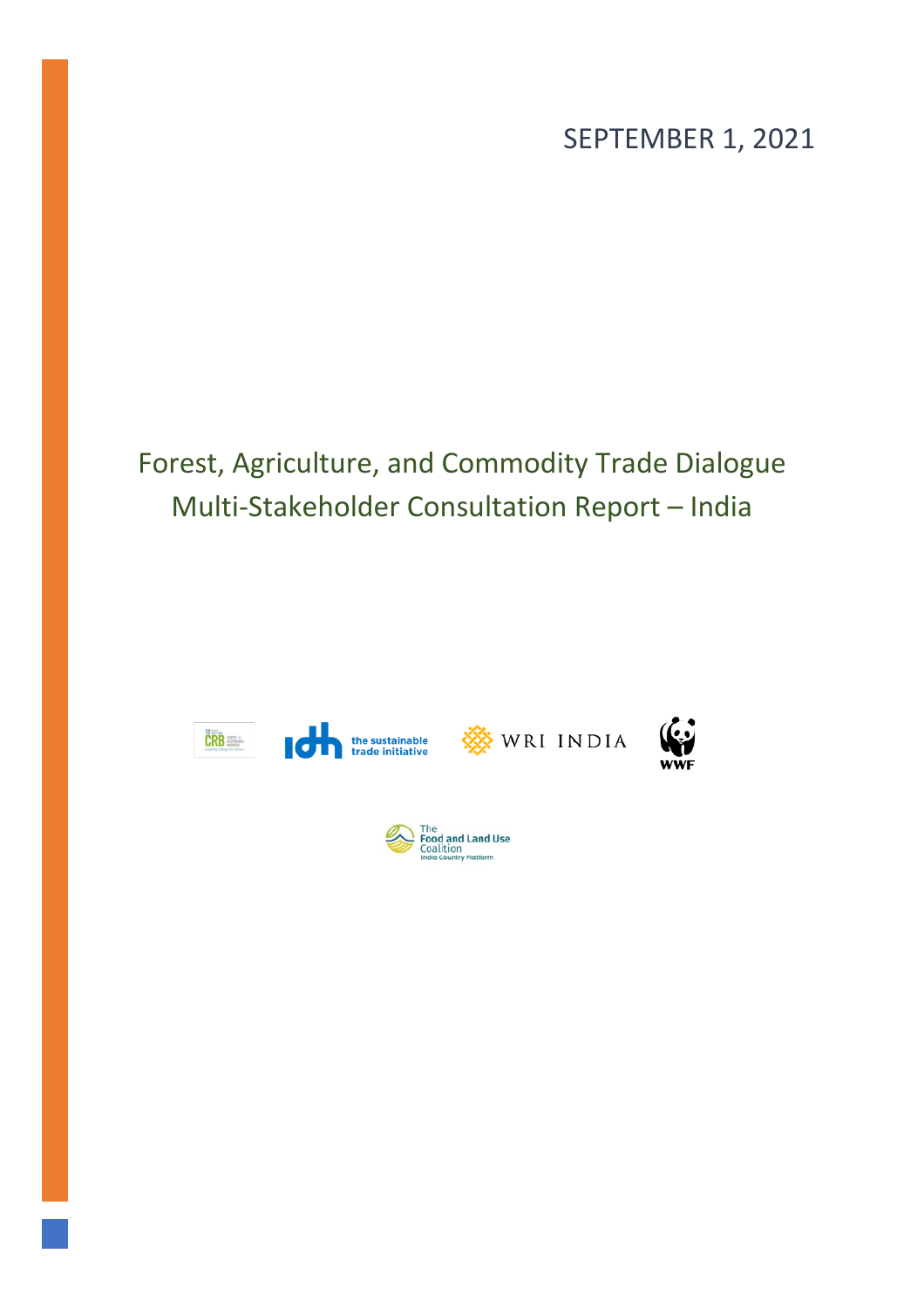SEPTEMBER 1, 2021

# Forest, Agriculture, and Commodity Trade Dialogue Multi-Stakeholder Consultation Report – India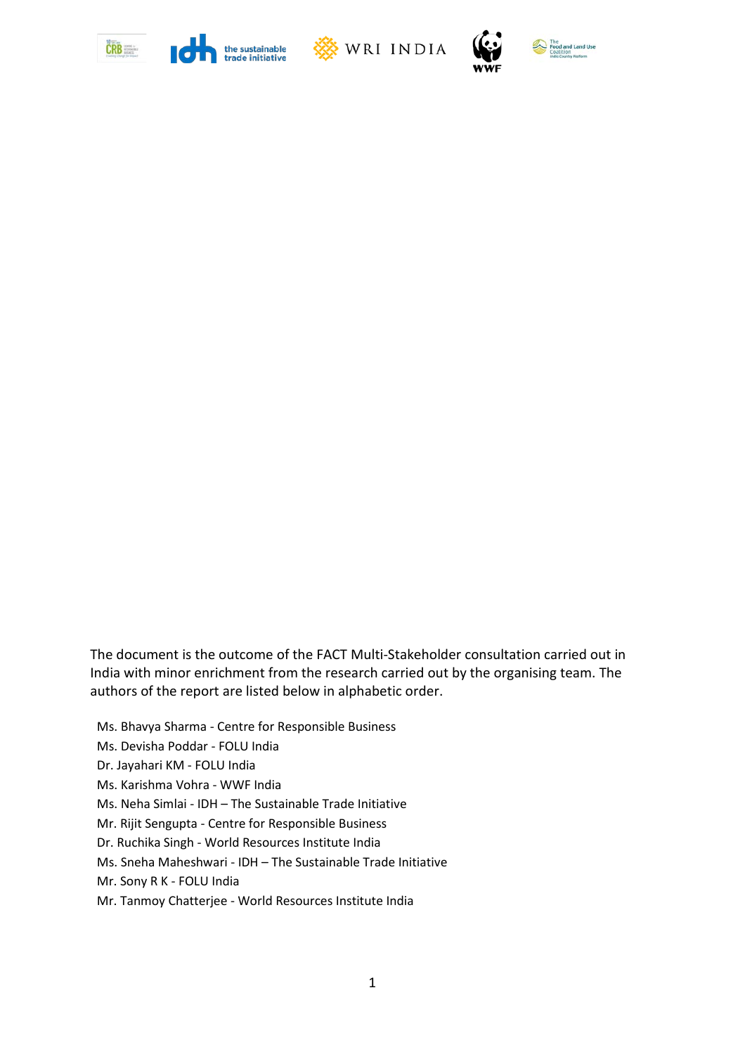The document is the outcome of the FACT Multi-Stakeholder consultation carried out in India with minor enrichment from the research carried out by the organising team. The authors of the report are listed below in alphabetic order.

Ms. Bhavya Sharma - Centre for Responsible Business
Ms. Devisha Poddar - FOLU India
Dr. Jayahari KM - FOLU India
Ms. Karishma Vohra - WWF India
Ms. Neha Simlai - IDH – The Sustainable Trade Initiative
Mr. Rijit Sengupta - Centre for Responsible Business
Dr. Ruchika Singh - World Resources Institute India
Ms. Sneha Maheshwari - IDH – The Sustainable Trade Initiative
Mr. Sony R K - FOLU India
Mr. Tanmoy Chatterjee - World Resources Institute India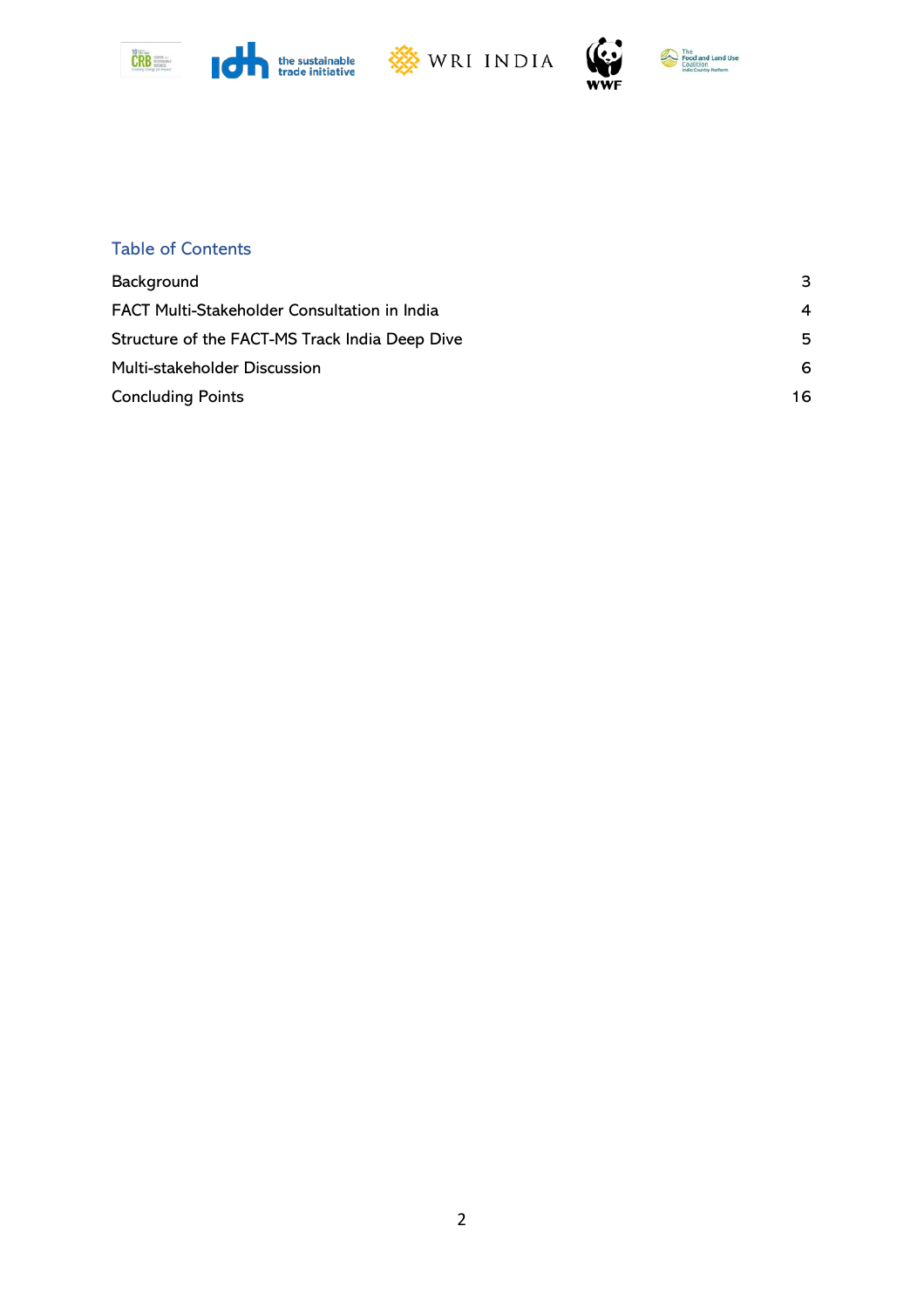## Table of Contents

| | |
|---|---|
| Background | 3 |
| FACT Multi-Stakeholder Consultation in India | 4 |
| Structure of the FACT-MS Track India Deep Dive | 5 |
| Multi-stakeholder Discussion | 6 |
| Concluding Points | 16 |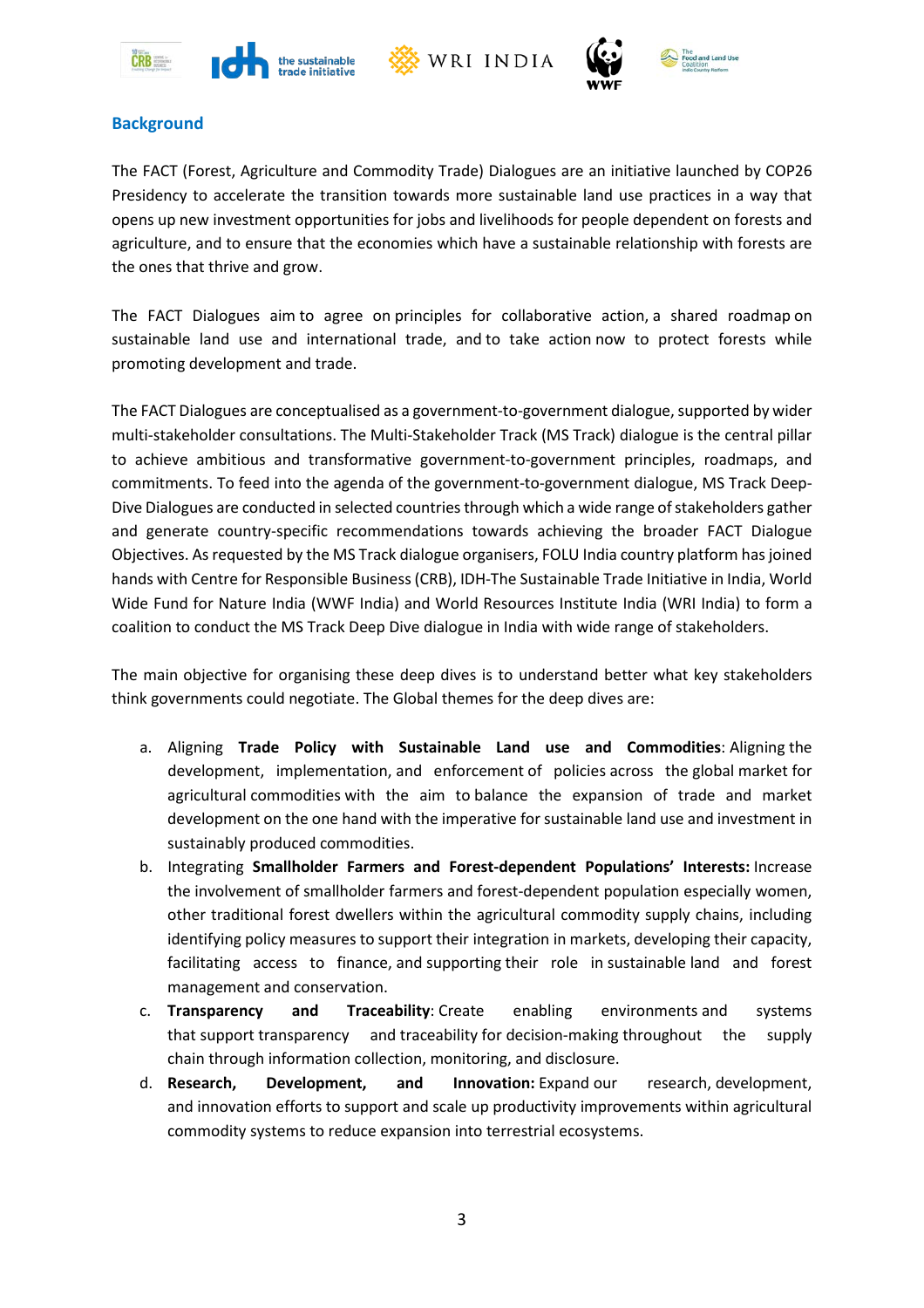## Background

The FACT (Forest, Agriculture and Commodity Trade) Dialogues are an initiative launched by COP26 Presidency to accelerate the transition towards more sustainable land use practices in a way that opens up new investment opportunities for jobs and livelihoods for people dependent on forests and agriculture, and to ensure that the economies which have a sustainable relationship with forests are the ones that thrive and grow.

The FACT Dialogues aim to agree on principles for collaborative action, a shared roadmap on sustainable land use and international trade, and to take action now to protect forests while promoting development and trade.

The FACT Dialogues are conceptualised as a government-to-government dialogue, supported by wider multi-stakeholder consultations. The Multi-Stakeholder Track (MS Track) dialogue is the central pillar to achieve ambitious and transformative government-to-government principles, roadmaps, and commitments. To feed into the agenda of the government-to-government dialogue, MS Track Deep-Dive Dialogues are conducted in selected countries through which a wide range of stakeholders gather and generate country-specific recommendations towards achieving the broader FACT Dialogue Objectives. As requested by the MS Track dialogue organisers, FOLU India country platform has joined hands with Centre for Responsible Business (CRB), IDH-The Sustainable Trade Initiative in India, World Wide Fund for Nature India (WWF India) and World Resources Institute India (WRI India) to form a coalition to conduct the MS Track Deep Dive dialogue in India with wide range of stakeholders.

The main objective for organising these deep dives is to understand better what key stakeholders think governments could negotiate. The Global themes for the deep dives are:

a. Aligning **Trade Policy with Sustainable Land use and Commodities**: Aligning the development, implementation, and enforcement of policies across the global market for agricultural commodities with the aim to balance the expansion of trade and market development on the one hand with the imperative for sustainable land use and investment in sustainably produced commodities.
b. Integrating **Smallholder Farmers and Forest-dependent Populations' Interests:** Increase the involvement of smallholder farmers and forest-dependent population especially women, other traditional forest dwellers within the agricultural commodity supply chains, including identifying policy measures to support their integration in markets, developing their capacity, facilitating access to finance, and supporting their role in sustainable land and forest management and conservation.
c. **Transparency and Traceability**: Create enabling environments and systems that support transparency and traceability for decision-making throughout the supply chain through information collection, monitoring, and disclosure.
d. **Research, Development, and Innovation:** Expand our research, development, and innovation efforts to support and scale up productivity improvements within agricultural commodity systems to reduce expansion into terrestrial ecosystems.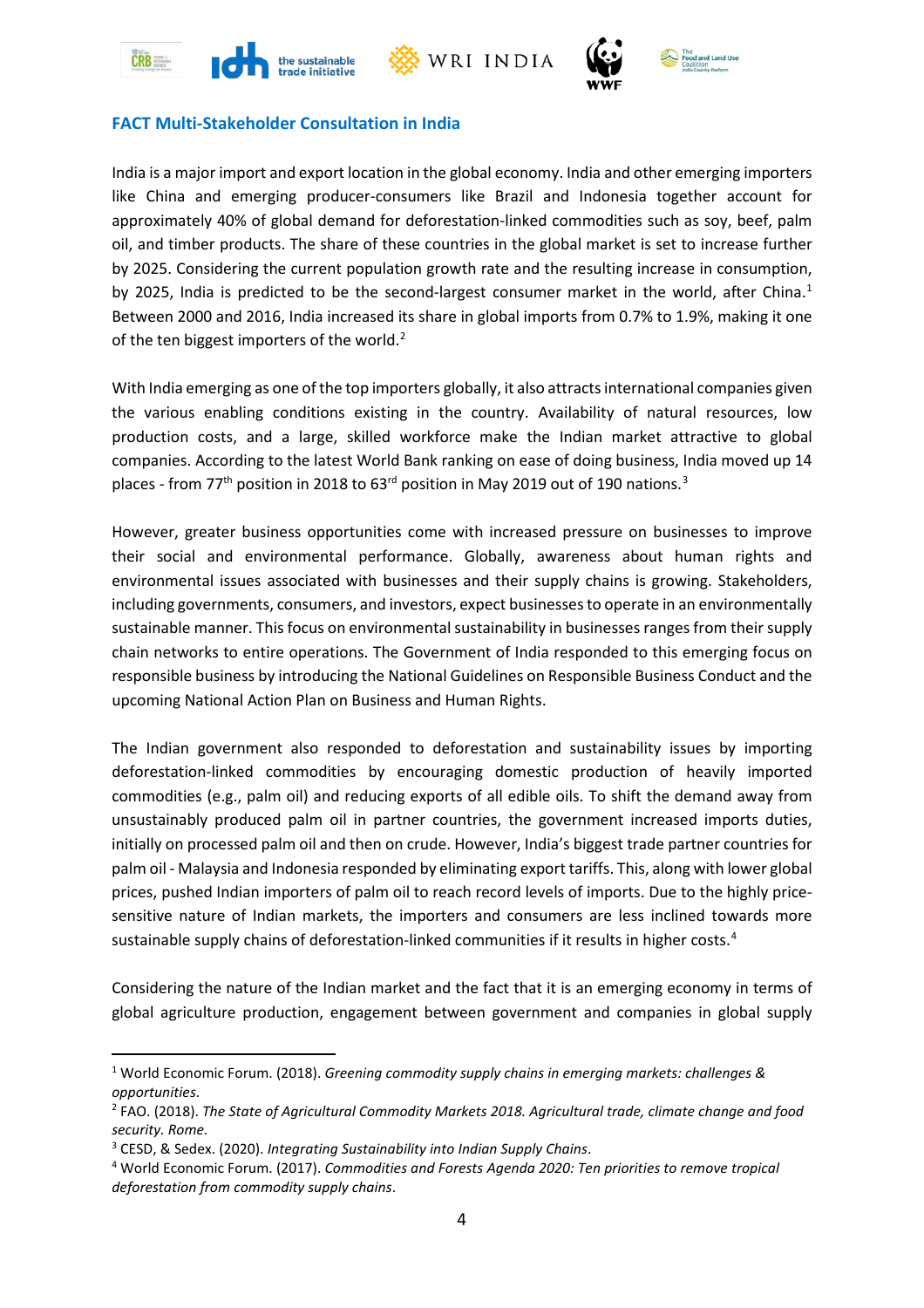## FACT Multi-Stakeholder Consultation in India

India is a major import and export location in the global economy. India and other emerging importers like China and emerging producer-consumers like Brazil and Indonesia together account for approximately 40% of global demand for deforestation-linked commodities such as soy, beef, palm oil, and timber products. The share of these countries in the global market is set to increase further by 2025. Considering the current population growth rate and the resulting increase in consumption, by 2025, India is predicted to be the second-largest consumer market in the world, after China.[1] Between 2000 and 2016, India increased its share in global imports from 0.7% to 1.9%, making it one of the ten biggest importers of the world.[2]

With India emerging as one of the top importers globally, it also attracts international companies given the various enabling conditions existing in the country. Availability of natural resources, low production costs, and a large, skilled workforce make the Indian market attractive to global companies. According to the latest World Bank ranking on ease of doing business, India moved up 14 places - from 77th position in 2018 to 63rd position in May 2019 out of 190 nations.[3]

However, greater business opportunities come with increased pressure on businesses to improve their social and environmental performance. Globally, awareness about human rights and environmental issues associated with businesses and their supply chains is growing. Stakeholders, including governments, consumers, and investors, expect businesses to operate in an environmentally sustainable manner. This focus on environmental sustainability in businesses ranges from their supply chain networks to entire operations. The Government of India responded to this emerging focus on responsible business by introducing the National Guidelines on Responsible Business Conduct and the upcoming National Action Plan on Business and Human Rights.

The Indian government also responded to deforestation and sustainability issues by importing deforestation-linked commodities by encouraging domestic production of heavily imported commodities (e.g., palm oil) and reducing exports of all edible oils. To shift the demand away from unsustainably produced palm oil in partner countries, the government increased imports duties, initially on processed palm oil and then on crude. However, India's biggest trade partner countries for palm oil - Malaysia and Indonesia responded by eliminating export tariffs. This, along with lower global prices, pushed Indian importers of palm oil to reach record levels of imports. Due to the highly price-sensitive nature of Indian markets, the importers and consumers are less inclined towards more sustainable supply chains of deforestation-linked communities if it results in higher costs.[4]

Considering the nature of the Indian market and the fact that it is an emerging economy in terms of global agriculture production, engagement between government and companies in global supply

---

[1] World Economic Forum. (2018). *Greening commodity supply chains in emerging markets: challenges & opportunities*.

[2] FAO. (2018). *The State of Agricultural Commodity Markets 2018. Agricultural trade, climate change and food security. Rome.*

[3] CESD, & Sedex. (2020). *Integrating Sustainability into Indian Supply Chains*.

[4] World Economic Forum. (2017). *Commodities and Forests Agenda 2020: Ten priorities to remove tropical deforestation from commodity supply chains*.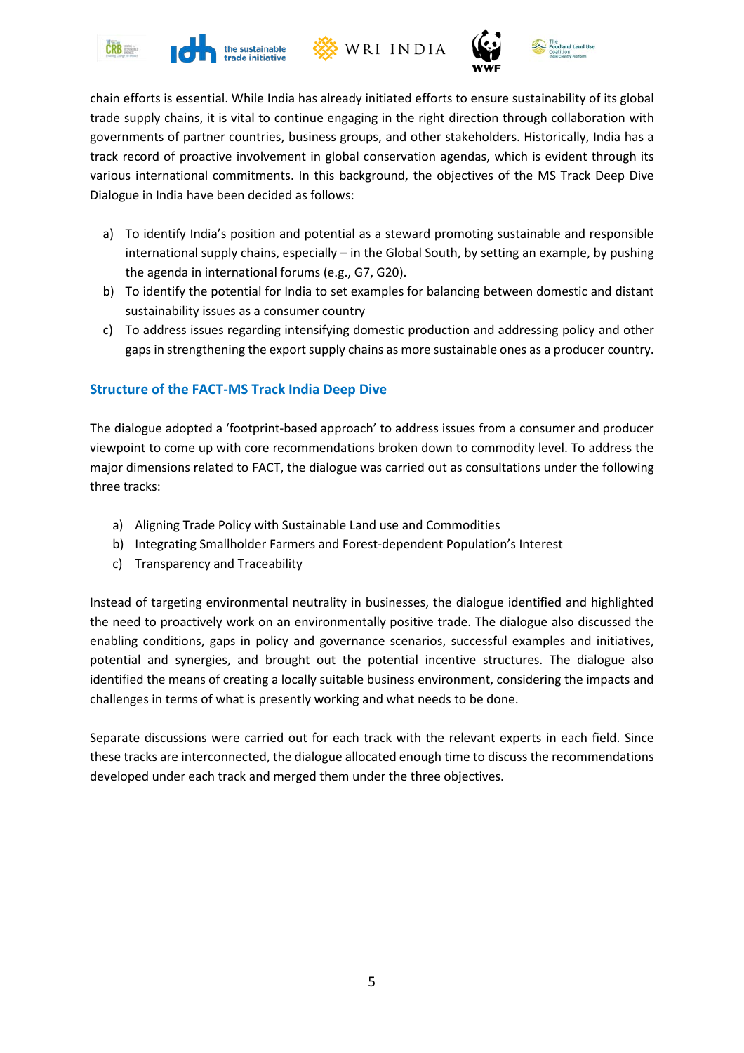chain efforts is essential. While India has already initiated efforts to ensure sustainability of its global trade supply chains, it is vital to continue engaging in the right direction through collaboration with governments of partner countries, business groups, and other stakeholders. Historically, India has a track record of proactive involvement in global conservation agendas, which is evident through its various international commitments. In this background, the objectives of the MS Track Deep Dive Dialogue in India have been decided as follows:

a) To identify India's position and potential as a steward promoting sustainable and responsible international supply chains, especially – in the Global South, by setting an example, by pushing the agenda in international forums (e.g., G7, G20).
b) To identify the potential for India to set examples for balancing between domestic and distant sustainability issues as a consumer country
c) To address issues regarding intensifying domestic production and addressing policy and other gaps in strengthening the export supply chains as more sustainable ones as a producer country.

## Structure of the FACT-MS Track India Deep Dive

The dialogue adopted a 'footprint-based approach' to address issues from a consumer and producer viewpoint to come up with core recommendations broken down to commodity level. To address the major dimensions related to FACT, the dialogue was carried out as consultations under the following three tracks:

a) Aligning Trade Policy with Sustainable Land use and Commodities
b) Integrating Smallholder Farmers and Forest-dependent Population's Interest
c) Transparency and Traceability

Instead of targeting environmental neutrality in businesses, the dialogue identified and highlighted the need to proactively work on an environmentally positive trade. The dialogue also discussed the enabling conditions, gaps in policy and governance scenarios, successful examples and initiatives, potential and synergies, and brought out the potential incentive structures. The dialogue also identified the means of creating a locally suitable business environment, considering the impacts and challenges in terms of what is presently working and what needs to be done.

Separate discussions were carried out for each track with the relevant experts in each field. Since these tracks are interconnected, the dialogue allocated enough time to discuss the recommendations developed under each track and merged them under the three objectives.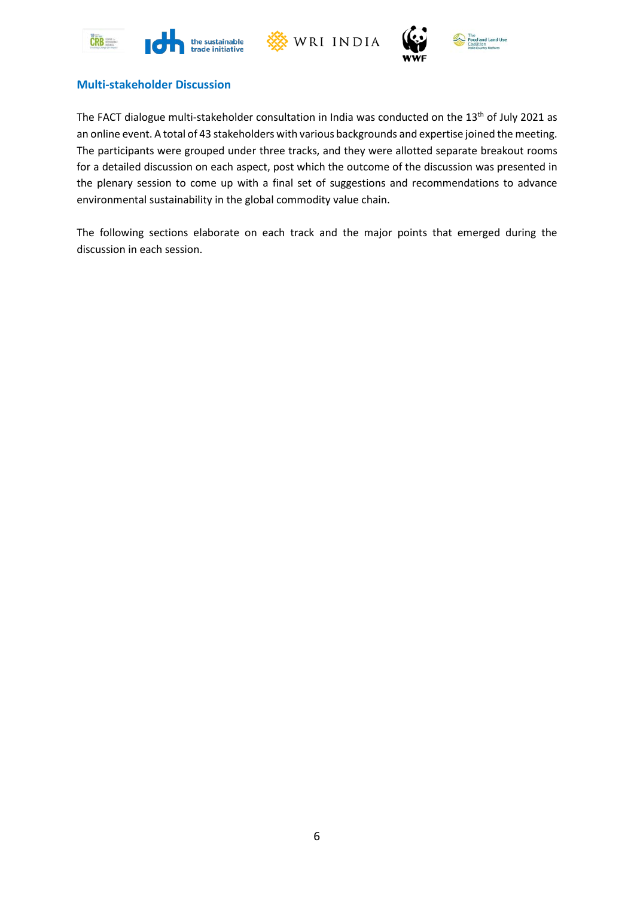## Multi-stakeholder Discussion

The FACT dialogue multi-stakeholder consultation in India was conducted on the 13th of July 2021 as an online event. A total of 43 stakeholders with various backgrounds and expertise joined the meeting. The participants were grouped under three tracks, and they were allotted separate breakout rooms for a detailed discussion on each aspect, post which the outcome of the discussion was presented in the plenary session to come up with a final set of suggestions and recommendations to advance environmental sustainability in the global commodity value chain.

The following sections elaborate on each track and the major points that emerged during the discussion in each session.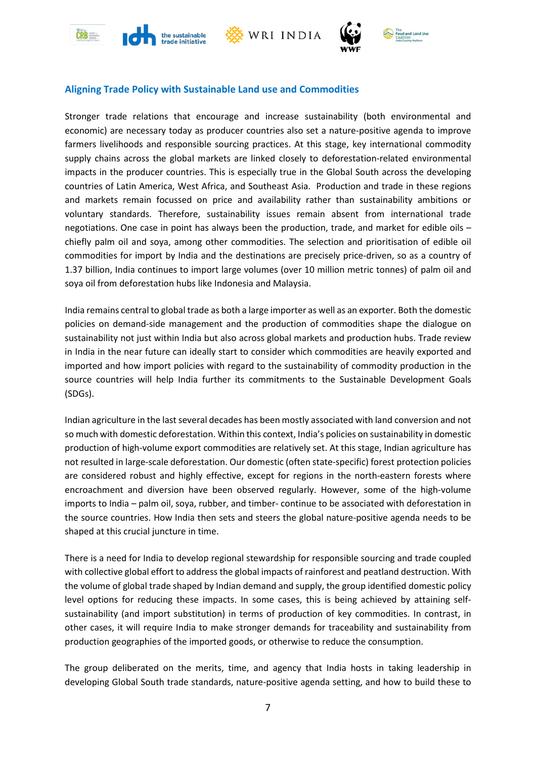## Aligning Trade Policy with Sustainable Land use and Commodities

Stronger trade relations that encourage and increase sustainability (both environmental and economic) are necessary today as producer countries also set a nature-positive agenda to improve farmers livelihoods and responsible sourcing practices. At this stage, key international commodity supply chains across the global markets are linked closely to deforestation-related environmental impacts in the producer countries. This is especially true in the Global South across the developing countries of Latin America, West Africa, and Southeast Asia. Production and trade in these regions and markets remain focussed on price and availability rather than sustainability ambitions or voluntary standards. Therefore, sustainability issues remain absent from international trade negotiations. One case in point has always been the production, trade, and market for edible oils – chiefly palm oil and soya, among other commodities. The selection and prioritisation of edible oil commodities for import by India and the destinations are precisely price-driven, so as a country of 1.37 billion, India continues to import large volumes (over 10 million metric tonnes) of palm oil and soya oil from deforestation hubs like Indonesia and Malaysia.

India remains central to global trade as both a large importer as well as an exporter. Both the domestic policies on demand-side management and the production of commodities shape the dialogue on sustainability not just within India but also across global markets and production hubs. Trade review in India in the near future can ideally start to consider which commodities are heavily exported and imported and how import policies with regard to the sustainability of commodity production in the source countries will help India further its commitments to the Sustainable Development Goals (SDGs).

Indian agriculture in the last several decades has been mostly associated with land conversion and not so much with domestic deforestation. Within this context, India's policies on sustainability in domestic production of high-volume export commodities are relatively set. At this stage, Indian agriculture has not resulted in large-scale deforestation. Our domestic (often state-specific) forest protection policies are considered robust and highly effective, except for regions in the north-eastern forests where encroachment and diversion have been observed regularly. However, some of the high-volume imports to India – palm oil, soya, rubber, and timber- continue to be associated with deforestation in the source countries. How India then sets and steers the global nature-positive agenda needs to be shaped at this crucial juncture in time.

There is a need for India to develop regional stewardship for responsible sourcing and trade coupled with collective global effort to address the global impacts of rainforest and peatland destruction. With the volume of global trade shaped by Indian demand and supply, the group identified domestic policy level options for reducing these impacts. In some cases, this is being achieved by attaining self-sustainability (and import substitution) in terms of production of key commodities. In contrast, in other cases, it will require India to make stronger demands for traceability and sustainability from production geographies of the imported goods, or otherwise to reduce the consumption.

The group deliberated on the merits, time, and agency that India hosts in taking leadership in developing Global South trade standards, nature-positive agenda setting, and how to build these to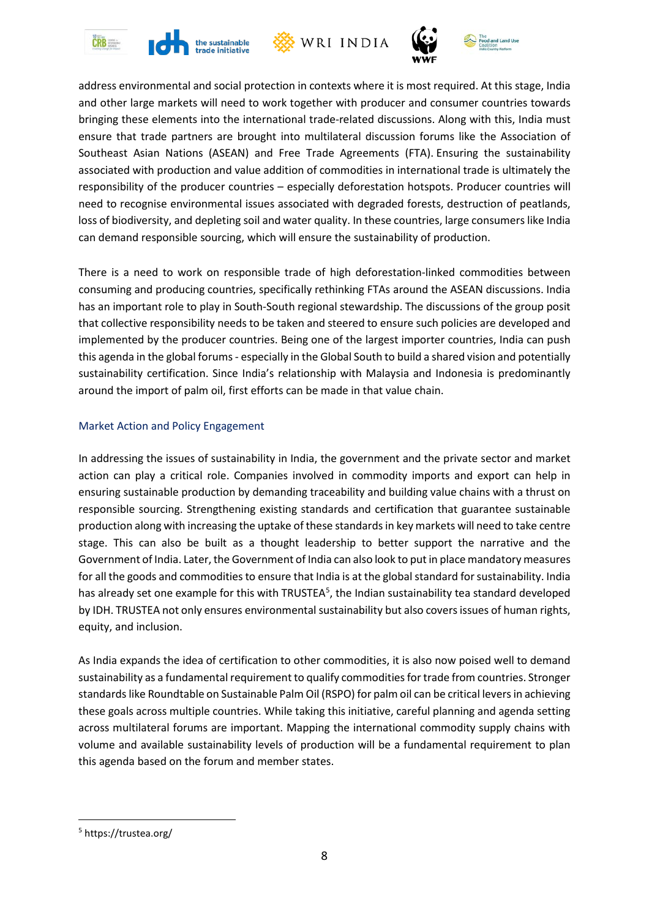address environmental and social protection in contexts where it is most required. At this stage, India and other large markets will need to work together with producer and consumer countries towards bringing these elements into the international trade-related discussions. Along with this, India must ensure that trade partners are brought into multilateral discussion forums like the Association of Southeast Asian Nations (ASEAN) and Free Trade Agreements (FTA). Ensuring the sustainability associated with production and value addition of commodities in international trade is ultimately the responsibility of the producer countries – especially deforestation hotspots. Producer countries will need to recognise environmental issues associated with degraded forests, destruction of peatlands, loss of biodiversity, and depleting soil and water quality. In these countries, large consumers like India can demand responsible sourcing, which will ensure the sustainability of production.

There is a need to work on responsible trade of high deforestation-linked commodities between consuming and producing countries, specifically rethinking FTAs around the ASEAN discussions. India has an important role to play in South-South regional stewardship. The discussions of the group posit that collective responsibility needs to be taken and steered to ensure such policies are developed and implemented by the producer countries. Being one of the largest importer countries, India can push this agenda in the global forums - especially in the Global South to build a shared vision and potentially sustainability certification. Since India's relationship with Malaysia and Indonesia is predominantly around the import of palm oil, first efforts can be made in that value chain.

### Market Action and Policy Engagement

In addressing the issues of sustainability in India, the government and the private sector and market action can play a critical role. Companies involved in commodity imports and export can help in ensuring sustainable production by demanding traceability and building value chains with a thrust on responsible sourcing. Strengthening existing standards and certification that guarantee sustainable production along with increasing the uptake of these standards in key markets will need to take centre stage. This can also be built as a thought leadership to better support the narrative and the Government of India. Later, the Government of India can also look to put in place mandatory measures for all the goods and commodities to ensure that India is at the global standard for sustainability. India has already set one example for this with TRUSTEA[5], the Indian sustainability tea standard developed by IDH. TRUSTEA not only ensures environmental sustainability but also covers issues of human rights, equity, and inclusion.

As India expands the idea of certification to other commodities, it is also now poised well to demand sustainability as a fundamental requirement to qualify commodities for trade from countries. Stronger standards like Roundtable on Sustainable Palm Oil (RSPO) for palm oil can be critical levers in achieving these goals across multiple countries. While taking this initiative, careful planning and agenda setting across multilateral forums are important. Mapping the international commodity supply chains with volume and available sustainability levels of production will be a fundamental requirement to plan this agenda based on the forum and member states.

[5] https://trustea.org/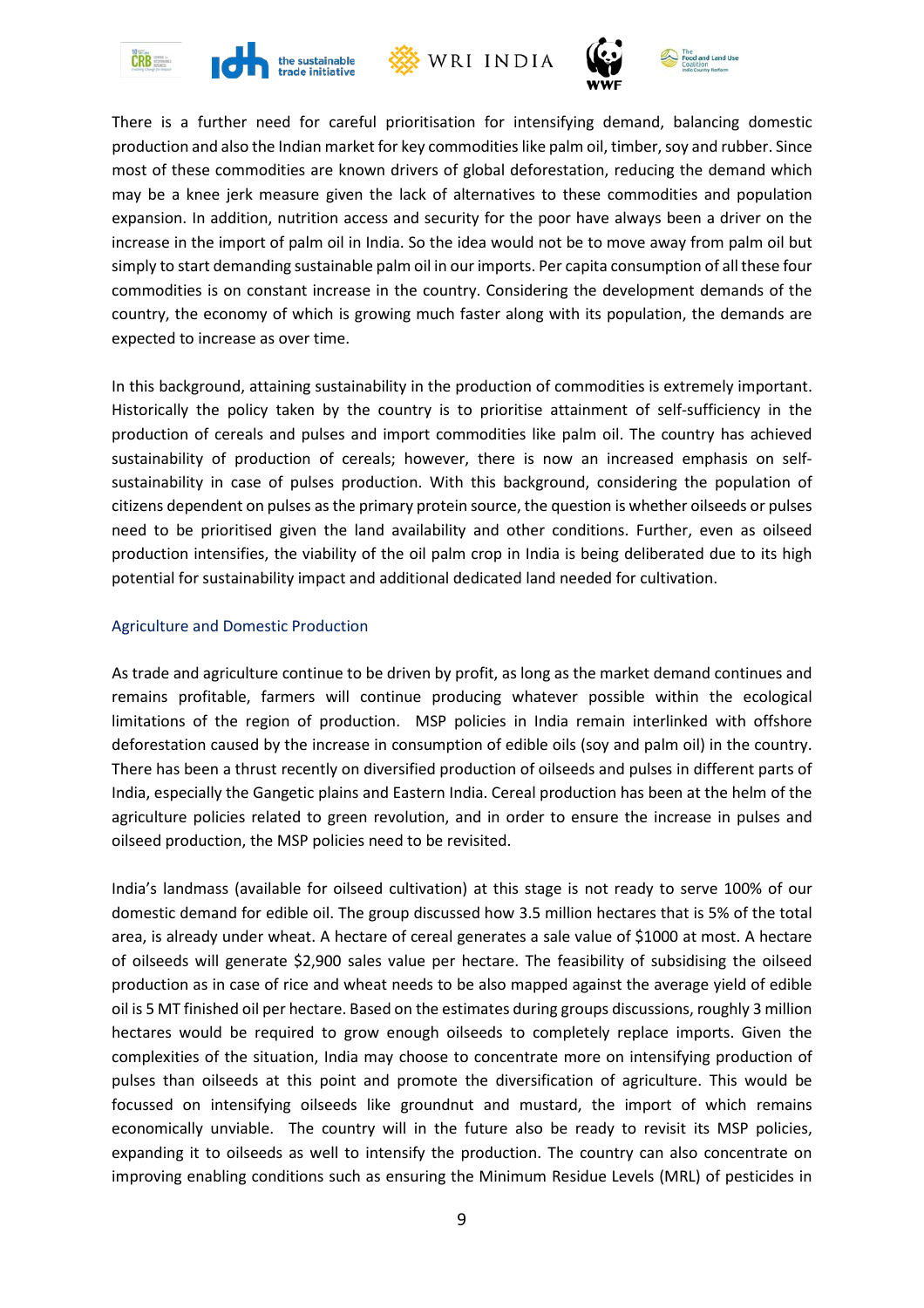There is a further need for careful prioritisation for intensifying demand, balancing domestic production and also the Indian market for key commodities like palm oil, timber, soy and rubber. Since most of these commodities are known drivers of global deforestation, reducing the demand which may be a knee jerk measure given the lack of alternatives to these commodities and population expansion. In addition, nutrition access and security for the poor have always been a driver on the increase in the import of palm oil in India. So the idea would not be to move away from palm oil but simply to start demanding sustainable palm oil in our imports. Per capita consumption of all these four commodities is on constant increase in the country. Considering the development demands of the country, the economy of which is growing much faster along with its population, the demands are expected to increase as over time.

In this background, attaining sustainability in the production of commodities is extremely important. Historically the policy taken by the country is to prioritise attainment of self-sufficiency in the production of cereals and pulses and import commodities like palm oil. The country has achieved sustainability of production of cereals; however, there is now an increased emphasis on self-sustainability in case of pulses production. With this background, considering the population of citizens dependent on pulses as the primary protein source, the question is whether oilseeds or pulses need to be prioritised given the land availability and other conditions. Further, even as oilseed production intensifies, the viability of the oil palm crop in India is being deliberated due to its high potential for sustainability impact and additional dedicated land needed for cultivation.

### Agriculture and Domestic Production

As trade and agriculture continue to be driven by profit, as long as the market demand continues and remains profitable, farmers will continue producing whatever possible within the ecological limitations of the region of production. MSP policies in India remain interlinked with offshore deforestation caused by the increase in consumption of edible oils (soy and palm oil) in the country. There has been a thrust recently on diversified production of oilseeds and pulses in different parts of India, especially the Gangetic plains and Eastern India. Cereal production has been at the helm of the agriculture policies related to green revolution, and in order to ensure the increase in pulses and oilseed production, the MSP policies need to be revisited.

India's landmass (available for oilseed cultivation) at this stage is not ready to serve 100% of our domestic demand for edible oil. The group discussed how 3.5 million hectares that is 5% of the total area, is already under wheat. A hectare of cereal generates a sale value of $1000 at most. A hectare of oilseeds will generate $2,900 sales value per hectare. The feasibility of subsidising the oilseed production as in case of rice and wheat needs to be also mapped against the average yield of edible oil is 5 MT finished oil per hectare. Based on the estimates during groups discussions, roughly 3 million hectares would be required to grow enough oilseeds to completely replace imports. Given the complexities of the situation, India may choose to concentrate more on intensifying production of pulses than oilseeds at this point and promote the diversification of agriculture. This would be focussed on intensifying oilseeds like groundnut and mustard, the import of which remains economically unviable. The country will in the future also be ready to revisit its MSP policies, expanding it to oilseeds as well to intensify the production. The country can also concentrate on improving enabling conditions such as ensuring the Minimum Residue Levels (MRL) of pesticides in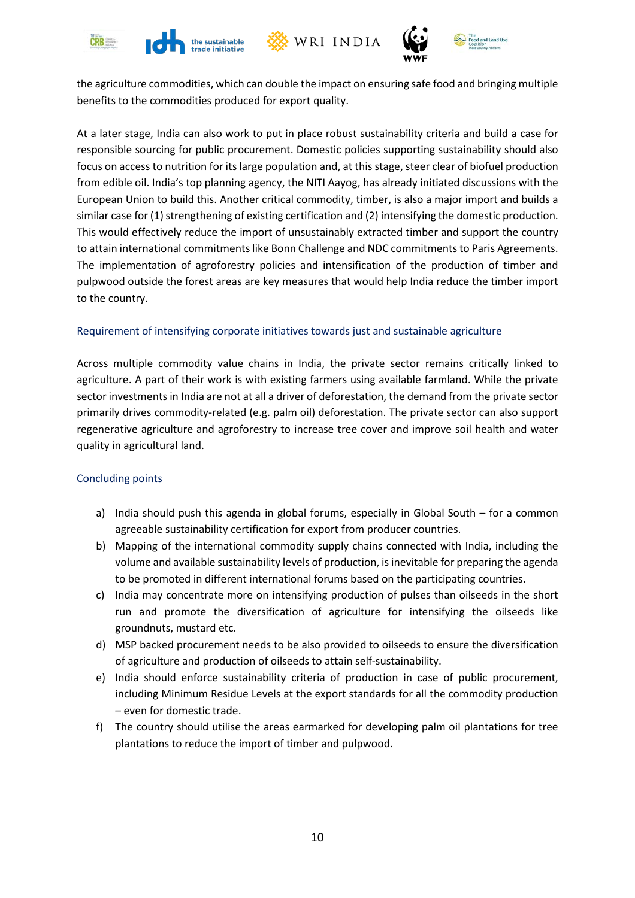the agriculture commodities, which can double the impact on ensuring safe food and bringing multiple benefits to the commodities produced for export quality.

At a later stage, India can also work to put in place robust sustainability criteria and build a case for responsible sourcing for public procurement. Domestic policies supporting sustainability should also focus on access to nutrition for its large population and, at this stage, steer clear of biofuel production from edible oil. India's top planning agency, the NITI Aayog, has already initiated discussions with the European Union to build this. Another critical commodity, timber, is also a major import and builds a similar case for (1) strengthening of existing certification and (2) intensifying the domestic production. This would effectively reduce the import of unsustainably extracted timber and support the country to attain international commitments like Bonn Challenge and NDC commitments to Paris Agreements. The implementation of agroforestry policies and intensification of the production of timber and pulpwood outside the forest areas are key measures that would help India reduce the timber import to the country.

## Requirement of intensifying corporate initiatives towards just and sustainable agriculture

Across multiple commodity value chains in India, the private sector remains critically linked to agriculture. A part of their work is with existing farmers using available farmland. While the private sector investments in India are not at all a driver of deforestation, the demand from the private sector primarily drives commodity-related (e.g. palm oil) deforestation. The private sector can also support regenerative agriculture and agroforestry to increase tree cover and improve soil health and water quality in agricultural land.

## Concluding points

a) India should push this agenda in global forums, especially in Global South – for a common agreeable sustainability certification for export from producer countries.

b) Mapping of the international commodity supply chains connected with India, including the volume and available sustainability levels of production, is inevitable for preparing the agenda to be promoted in different international forums based on the participating countries.

c) India may concentrate more on intensifying production of pulses than oilseeds in the short run and promote the diversification of agriculture for intensifying the oilseeds like groundnuts, mustard etc.

d) MSP backed procurement needs to be also provided to oilseeds to ensure the diversification of agriculture and production of oilseeds to attain self-sustainability.

e) India should enforce sustainability criteria of production in case of public procurement, including Minimum Residue Levels at the export standards for all the commodity production – even for domestic trade.

f) The country should utilise the areas earmarked for developing palm oil plantations for tree plantations to reduce the import of timber and pulpwood.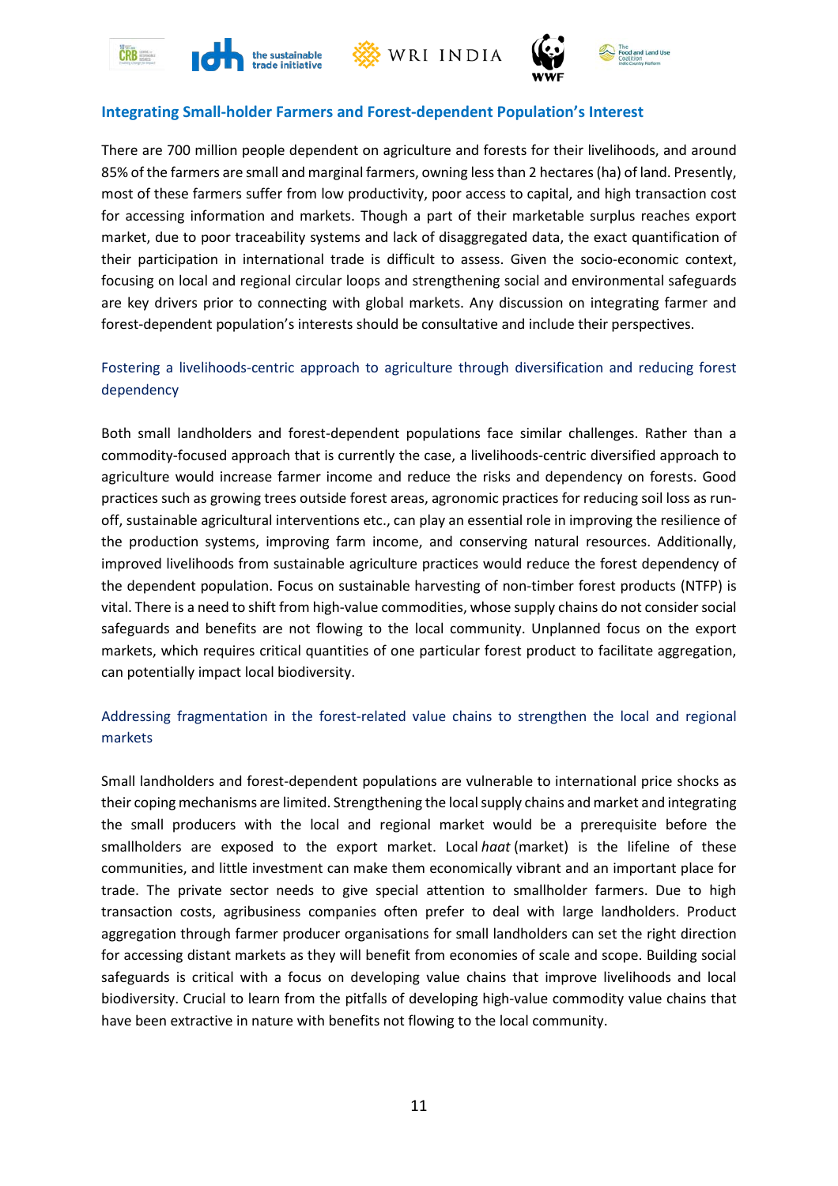## Integrating Small-holder Farmers and Forest-dependent Population's Interest

There are 700 million people dependent on agriculture and forests for their livelihoods, and around 85% of the farmers are small and marginal farmers, owning less than 2 hectares (ha) of land. Presently, most of these farmers suffer from low productivity, poor access to capital, and high transaction cost for accessing information and markets. Though a part of their marketable surplus reaches export market, due to poor traceability systems and lack of disaggregated data, the exact quantification of their participation in international trade is difficult to assess. Given the socio-economic context, focusing on local and regional circular loops and strengthening social and environmental safeguards are key drivers prior to connecting with global markets. Any discussion on integrating farmer and forest-dependent population's interests should be consultative and include their perspectives.

### Fostering a livelihoods-centric approach to agriculture through diversification and reducing forest dependency

Both small landholders and forest-dependent populations face similar challenges. Rather than a commodity-focused approach that is currently the case, a livelihoods-centric diversified approach to agriculture would increase farmer income and reduce the risks and dependency on forests. Good practices such as growing trees outside forest areas, agronomic practices for reducing soil loss as run-off, sustainable agricultural interventions etc., can play an essential role in improving the resilience of the production systems, improving farm income, and conserving natural resources. Additionally, improved livelihoods from sustainable agriculture practices would reduce the forest dependency of the dependent population. Focus on sustainable harvesting of non-timber forest products (NTFP) is vital. There is a need to shift from high-value commodities, whose supply chains do not consider social safeguards and benefits are not flowing to the local community. Unplanned focus on the export markets, which requires critical quantities of one particular forest product to facilitate aggregation, can potentially impact local biodiversity.

### Addressing fragmentation in the forest-related value chains to strengthen the local and regional markets

Small landholders and forest-dependent populations are vulnerable to international price shocks as their coping mechanisms are limited. Strengthening the local supply chains and market and integrating the small producers with the local and regional market would be a prerequisite before the smallholders are exposed to the export market. Local *haat* (market) is the lifeline of these communities, and little investment can make them economically vibrant and an important place for trade. The private sector needs to give special attention to smallholder farmers. Due to high transaction costs, agribusiness companies often prefer to deal with large landholders. Product aggregation through farmer producer organisations for small landholders can set the right direction for accessing distant markets as they will benefit from economies of scale and scope. Building social safeguards is critical with a focus on developing value chains that improve livelihoods and local biodiversity. Crucial to learn from the pitfalls of developing high-value commodity value chains that have been extractive in nature with benefits not flowing to the local community.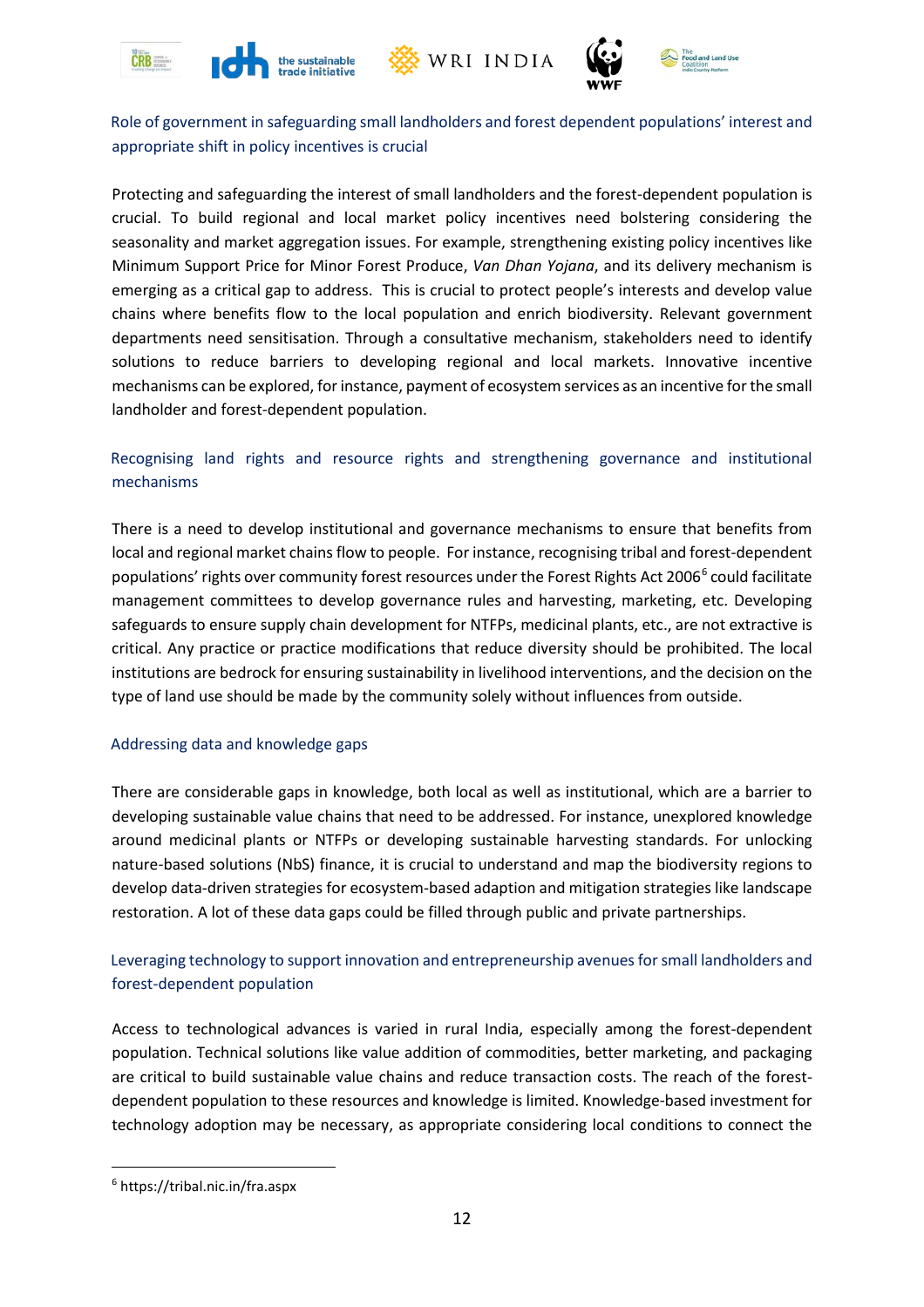### Role of government in safeguarding small landholders and forest dependent populations' interest and appropriate shift in policy incentives is crucial

Protecting and safeguarding the interest of small landholders and the forest-dependent population is crucial. To build regional and local market policy incentives need bolstering considering the seasonality and market aggregation issues. For example, strengthening existing policy incentives like Minimum Support Price for Minor Forest Produce, *Van Dhan Yojana*, and its delivery mechanism is emerging as a critical gap to address. This is crucial to protect people's interests and develop value chains where benefits flow to the local population and enrich biodiversity. Relevant government departments need sensitisation. Through a consultative mechanism, stakeholders need to identify solutions to reduce barriers to developing regional and local markets. Innovative incentive mechanisms can be explored, for instance, payment of ecosystem services as an incentive for the small landholder and forest-dependent population.

### Recognising land rights and resource rights and strengthening governance and institutional mechanisms

There is a need to develop institutional and governance mechanisms to ensure that benefits from local and regional market chains flow to people. For instance, recognising tribal and forest-dependent populations' rights over community forest resources under the Forest Rights Act 2006[6] could facilitate management committees to develop governance rules and harvesting, marketing, etc. Developing safeguards to ensure supply chain development for NTFPs, medicinal plants, etc., are not extractive is critical. Any practice or practice modifications that reduce diversity should be prohibited. The local institutions are bedrock for ensuring sustainability in livelihood interventions, and the decision on the type of land use should be made by the community solely without influences from outside.

### Addressing data and knowledge gaps

There are considerable gaps in knowledge, both local as well as institutional, which are a barrier to developing sustainable value chains that need to be addressed. For instance, unexplored knowledge around medicinal plants or NTFPs or developing sustainable harvesting standards. For unlocking nature-based solutions (NbS) finance, it is crucial to understand and map the biodiversity regions to develop data-driven strategies for ecosystem-based adaption and mitigation strategies like landscape restoration. A lot of these data gaps could be filled through public and private partnerships.

### Leveraging technology to support innovation and entrepreneurship avenues for small landholders and forest-dependent population

Access to technological advances is varied in rural India, especially among the forest-dependent population. Technical solutions like value addition of commodities, better marketing, and packaging are critical to build sustainable value chains and reduce transaction costs. The reach of the forest-dependent population to these resources and knowledge is limited. Knowledge-based investment for technology adoption may be necessary, as appropriate considering local conditions to connect the

---

[6] https://tribal.nic.in/fra.aspx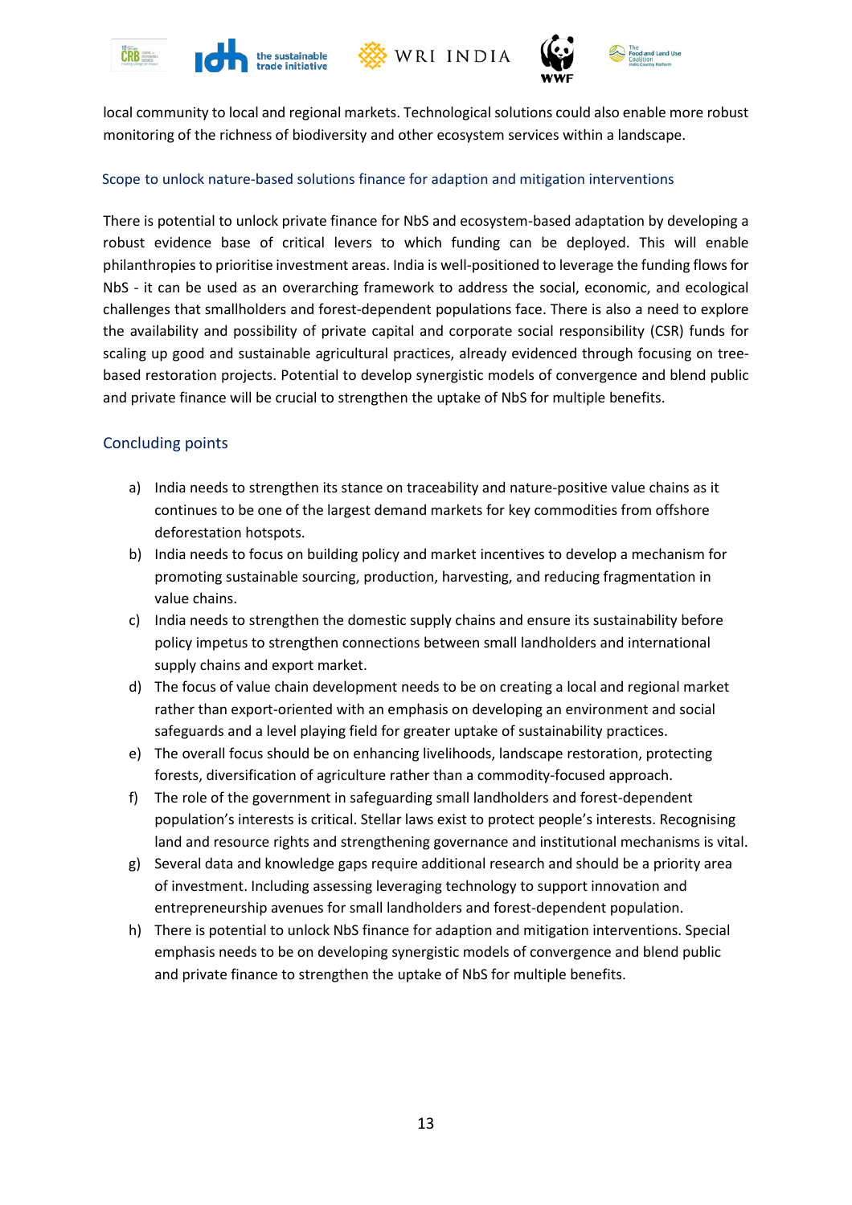local community to local and regional markets. Technological solutions could also enable more robust monitoring of the richness of biodiversity and other ecosystem services within a landscape.

### Scope to unlock nature-based solutions finance for adaption and mitigation interventions

There is potential to unlock private finance for NbS and ecosystem-based adaptation by developing a robust evidence base of critical levers to which funding can be deployed. This will enable philanthropies to prioritise investment areas. India is well-positioned to leverage the funding flows for NbS - it can be used as an overarching framework to address the social, economic, and ecological challenges that smallholders and forest-dependent populations face. There is also a need to explore the availability and possibility of private capital and corporate social responsibility (CSR) funds for scaling up good and sustainable agricultural practices, already evidenced through focusing on tree-based restoration projects. Potential to develop synergistic models of convergence and blend public and private finance will be crucial to strengthen the uptake of NbS for multiple benefits.

## Concluding points

a) India needs to strengthen its stance on traceability and nature-positive value chains as it continues to be one of the largest demand markets for key commodities from offshore deforestation hotspots.

b) India needs to focus on building policy and market incentives to develop a mechanism for promoting sustainable sourcing, production, harvesting, and reducing fragmentation in value chains.

c) India needs to strengthen the domestic supply chains and ensure its sustainability before policy impetus to strengthen connections between small landholders and international supply chains and export market.

d) The focus of value chain development needs to be on creating a local and regional market rather than export-oriented with an emphasis on developing an environment and social safeguards and a level playing field for greater uptake of sustainability practices.

e) The overall focus should be on enhancing livelihoods, landscape restoration, protecting forests, diversification of agriculture rather than a commodity-focused approach.

f) The role of the government in safeguarding small landholders and forest-dependent population's interests is critical. Stellar laws exist to protect people's interests. Recognising land and resource rights and strengthening governance and institutional mechanisms is vital.

g) Several data and knowledge gaps require additional research and should be a priority area of investment. Including assessing leveraging technology to support innovation and entrepreneurship avenues for small landholders and forest-dependent population.

h) There is potential to unlock NbS finance for adaption and mitigation interventions. Special emphasis needs to be on developing synergistic models of convergence and blend public and private finance to strengthen the uptake of NbS for multiple benefits.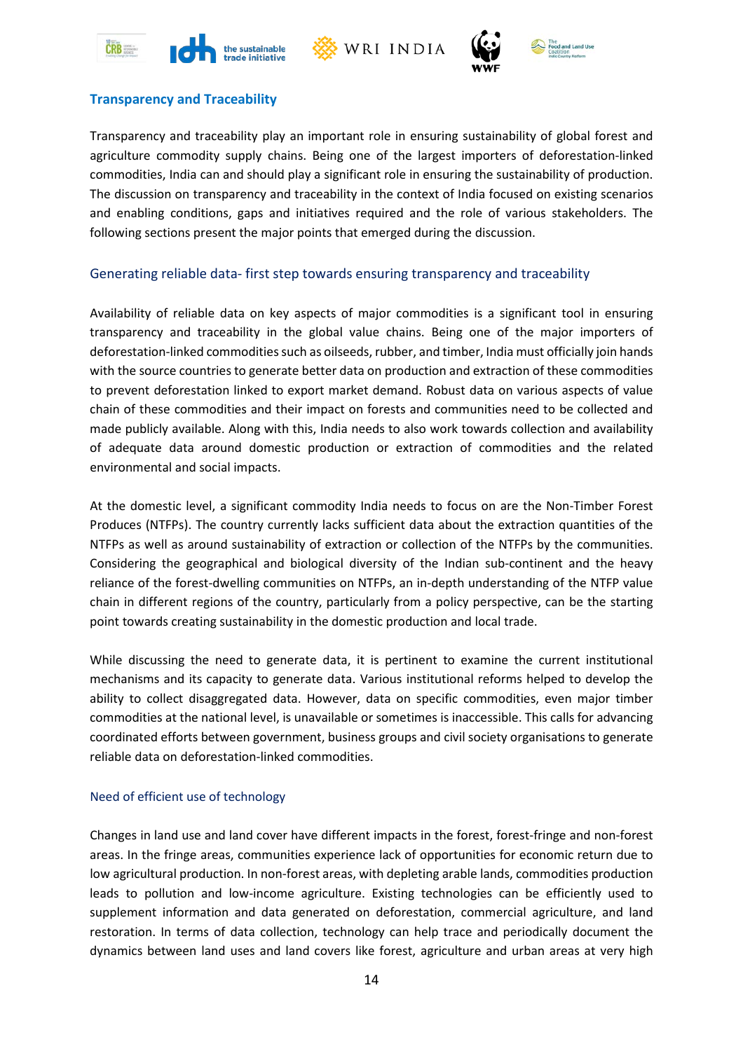## Transparency and Traceability

Transparency and traceability play an important role in ensuring sustainability of global forest and agriculture commodity supply chains. Being one of the largest importers of deforestation-linked commodities, India can and should play a significant role in ensuring the sustainability of production. The discussion on transparency and traceability in the context of India focused on existing scenarios and enabling conditions, gaps and initiatives required and the role of various stakeholders. The following sections present the major points that emerged during the discussion.

### Generating reliable data- first step towards ensuring transparency and traceability

Availability of reliable data on key aspects of major commodities is a significant tool in ensuring transparency and traceability in the global value chains. Being one of the major importers of deforestation-linked commodities such as oilseeds, rubber, and timber, India must officially join hands with the source countries to generate better data on production and extraction of these commodities to prevent deforestation linked to export market demand. Robust data on various aspects of value chain of these commodities and their impact on forests and communities need to be collected and made publicly available. Along with this, India needs to also work towards collection and availability of adequate data around domestic production or extraction of commodities and the related environmental and social impacts.

At the domestic level, a significant commodity India needs to focus on are the Non-Timber Forest Produces (NTFPs). The country currently lacks sufficient data about the extraction quantities of the NTFPs as well as around sustainability of extraction or collection of the NTFPs by the communities. Considering the geographical and biological diversity of the Indian sub-continent and the heavy reliance of the forest-dwelling communities on NTFPs, an in-depth understanding of the NTFP value chain in different regions of the country, particularly from a policy perspective, can be the starting point towards creating sustainability in the domestic production and local trade.

While discussing the need to generate data, it is pertinent to examine the current institutional mechanisms and its capacity to generate data. Various institutional reforms helped to develop the ability to collect disaggregated data. However, data on specific commodities, even major timber commodities at the national level, is unavailable or sometimes is inaccessible. This calls for advancing coordinated efforts between government, business groups and civil society organisations to generate reliable data on deforestation-linked commodities.

### Need of efficient use of technology

Changes in land use and land cover have different impacts in the forest, forest-fringe and non-forest areas. In the fringe areas, communities experience lack of opportunities for economic return due to low agricultural production. In non-forest areas, with depleting arable lands, commodities production leads to pollution and low-income agriculture. Existing technologies can be efficiently used to supplement information and data generated on deforestation, commercial agriculture, and land restoration. In terms of data collection, technology can help trace and periodically document the dynamics between land uses and land covers like forest, agriculture and urban areas at very high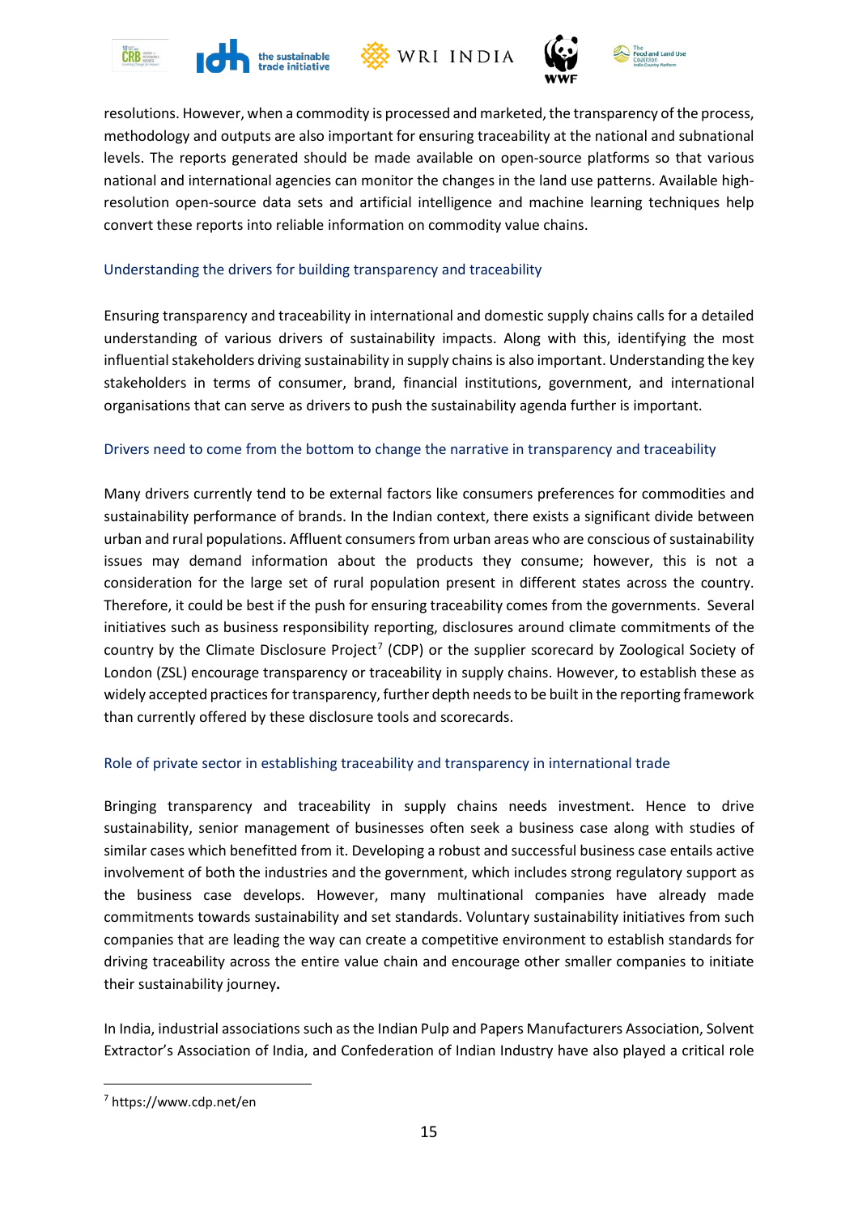resolutions. However, when a commodity is processed and marketed, the transparency of the process, methodology and outputs are also important for ensuring traceability at the national and subnational levels. The reports generated should be made available on open-source platforms so that various national and international agencies can monitor the changes in the land use patterns. Available high-resolution open-source data sets and artificial intelligence and machine learning techniques help convert these reports into reliable information on commodity value chains.

### Understanding the drivers for building transparency and traceability

Ensuring transparency and traceability in international and domestic supply chains calls for a detailed understanding of various drivers of sustainability impacts. Along with this, identifying the most influential stakeholders driving sustainability in supply chains is also important. Understanding the key stakeholders in terms of consumer, brand, financial institutions, government, and international organisations that can serve as drivers to push the sustainability agenda further is important.

### Drivers need to come from the bottom to change the narrative in transparency and traceability

Many drivers currently tend to be external factors like consumers preferences for commodities and sustainability performance of brands. In the Indian context, there exists a significant divide between urban and rural populations. Affluent consumers from urban areas who are conscious of sustainability issues may demand information about the products they consume; however, this is not a consideration for the large set of rural population present in different states across the country. Therefore, it could be best if the push for ensuring traceability comes from the governments. Several initiatives such as business responsibility reporting, disclosures around climate commitments of the country by the Climate Disclosure Project[7] (CDP) or the supplier scorecard by Zoological Society of London (ZSL) encourage transparency or traceability in supply chains. However, to establish these as widely accepted practices for transparency, further depth needs to be built in the reporting framework than currently offered by these disclosure tools and scorecards.

### Role of private sector in establishing traceability and transparency in international trade

Bringing transparency and traceability in supply chains needs investment. Hence to drive sustainability, senior management of businesses often seek a business case along with studies of similar cases which benefitted from it. Developing a robust and successful business case entails active involvement of both the industries and the government, which includes strong regulatory support as the business case develops. However, many multinational companies have already made commitments towards sustainability and set standards. Voluntary sustainability initiatives from such companies that are leading the way can create a competitive environment to establish standards for driving traceability across the entire value chain and encourage other smaller companies to initiate their sustainability journey**.**

In India, industrial associations such as the Indian Pulp and Papers Manufacturers Association, Solvent Extractor's Association of India, and Confederation of Indian Industry have also played a critical role

---

[7] https://www.cdp.net/en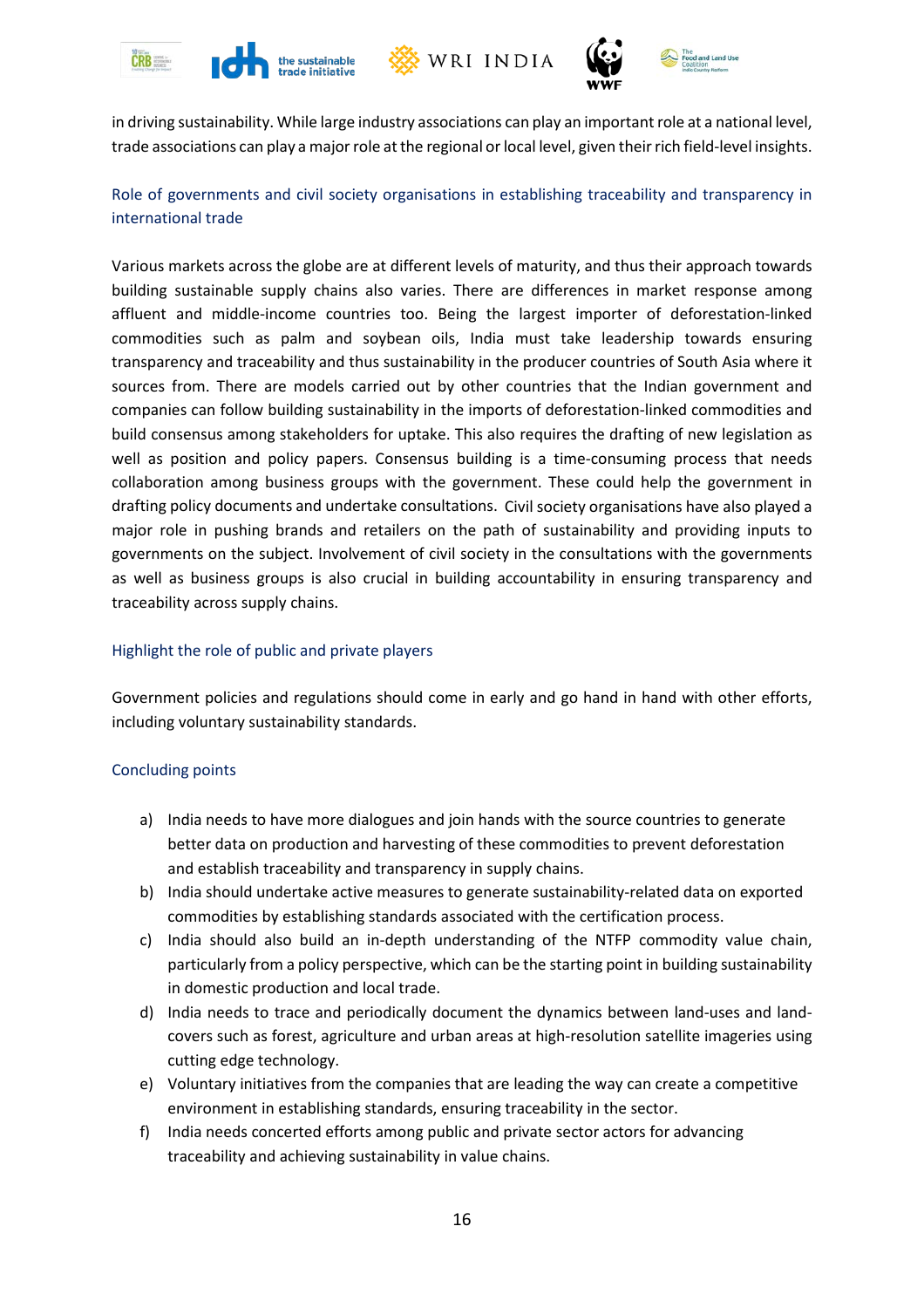in driving sustainability. While large industry associations can play an important role at a national level, trade associations can play a major role at the regional or local level, given their rich field-level insights.

### Role of governments and civil society organisations in establishing traceability and transparency in international trade

Various markets across the globe are at different levels of maturity, and thus their approach towards building sustainable supply chains also varies. There are differences in market response among affluent and middle-income countries too. Being the largest importer of deforestation-linked commodities such as palm and soybean oils, India must take leadership towards ensuring transparency and traceability and thus sustainability in the producer countries of South Asia where it sources from. There are models carried out by other countries that the Indian government and companies can follow building sustainability in the imports of deforestation-linked commodities and build consensus among stakeholders for uptake. This also requires the drafting of new legislation as well as position and policy papers. Consensus building is a time-consuming process that needs collaboration among business groups with the government. These could help the government in drafting policy documents and undertake consultations. Civil society organisations have also played a major role in pushing brands and retailers on the path of sustainability and providing inputs to governments on the subject. Involvement of civil society in the consultations with the governments as well as business groups is also crucial in building accountability in ensuring transparency and traceability across supply chains.

### Highlight the role of public and private players

Government policies and regulations should come in early and go hand in hand with other efforts, including voluntary sustainability standards.

### Concluding points

a) India needs to have more dialogues and join hands with the source countries to generate better data on production and harvesting of these commodities to prevent deforestation and establish traceability and transparency in supply chains.
b) India should undertake active measures to generate sustainability-related data on exported commodities by establishing standards associated with the certification process.
c) India should also build an in-depth understanding of the NTFP commodity value chain, particularly from a policy perspective, which can be the starting point in building sustainability in domestic production and local trade.
d) India needs to trace and periodically document the dynamics between land-uses and land-covers such as forest, agriculture and urban areas at high-resolution satellite imageries using cutting edge technology.
e) Voluntary initiatives from the companies that are leading the way can create a competitive environment in establishing standards, ensuring traceability in the sector.
f) India needs concerted efforts among public and private sector actors for advancing traceability and achieving sustainability in value chains.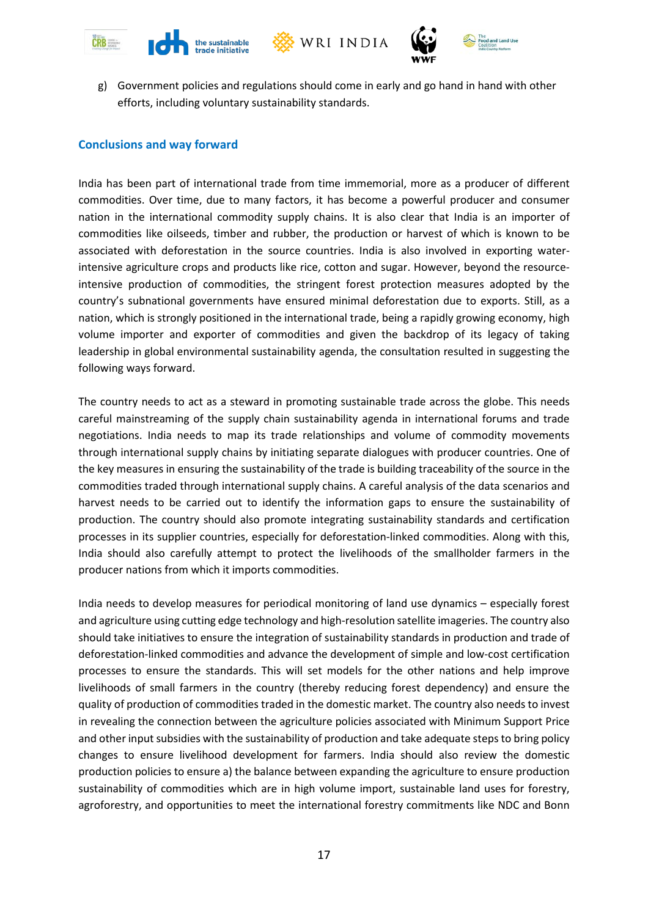g) Government policies and regulations should come in early and go hand in hand with other efforts, including voluntary sustainability standards.

## Conclusions and way forward

India has been part of international trade from time immemorial, more as a producer of different commodities. Over time, due to many factors, it has become a powerful producer and consumer nation in the international commodity supply chains. It is also clear that India is an importer of commodities like oilseeds, timber and rubber, the production or harvest of which is known to be associated with deforestation in the source countries. India is also involved in exporting water-intensive agriculture crops and products like rice, cotton and sugar. However, beyond the resource-intensive production of commodities, the stringent forest protection measures adopted by the country's subnational governments have ensured minimal deforestation due to exports. Still, as a nation, which is strongly positioned in the international trade, being a rapidly growing economy, high volume importer and exporter of commodities and given the backdrop of its legacy of taking leadership in global environmental sustainability agenda, the consultation resulted in suggesting the following ways forward.

The country needs to act as a steward in promoting sustainable trade across the globe. This needs careful mainstreaming of the supply chain sustainability agenda in international forums and trade negotiations. India needs to map its trade relationships and volume of commodity movements through international supply chains by initiating separate dialogues with producer countries. One of the key measures in ensuring the sustainability of the trade is building traceability of the source in the commodities traded through international supply chains. A careful analysis of the data scenarios and harvest needs to be carried out to identify the information gaps to ensure the sustainability of production. The country should also promote integrating sustainability standards and certification processes in its supplier countries, especially for deforestation-linked commodities. Along with this, India should also carefully attempt to protect the livelihoods of the smallholder farmers in the producer nations from which it imports commodities.

India needs to develop measures for periodical monitoring of land use dynamics – especially forest and agriculture using cutting edge technology and high-resolution satellite imageries. The country also should take initiatives to ensure the integration of sustainability standards in production and trade of deforestation-linked commodities and advance the development of simple and low-cost certification processes to ensure the standards. This will set models for the other nations and help improve livelihoods of small farmers in the country (thereby reducing forest dependency) and ensure the quality of production of commodities traded in the domestic market. The country also needs to invest in revealing the connection between the agriculture policies associated with Minimum Support Price and other input subsidies with the sustainability of production and take adequate steps to bring policy changes to ensure livelihood development for farmers. India should also review the domestic production policies to ensure a) the balance between expanding the agriculture to ensure production sustainability of commodities which are in high volume import, sustainable land uses for forestry, agroforestry, and opportunities to meet the international forestry commitments like NDC and Bonn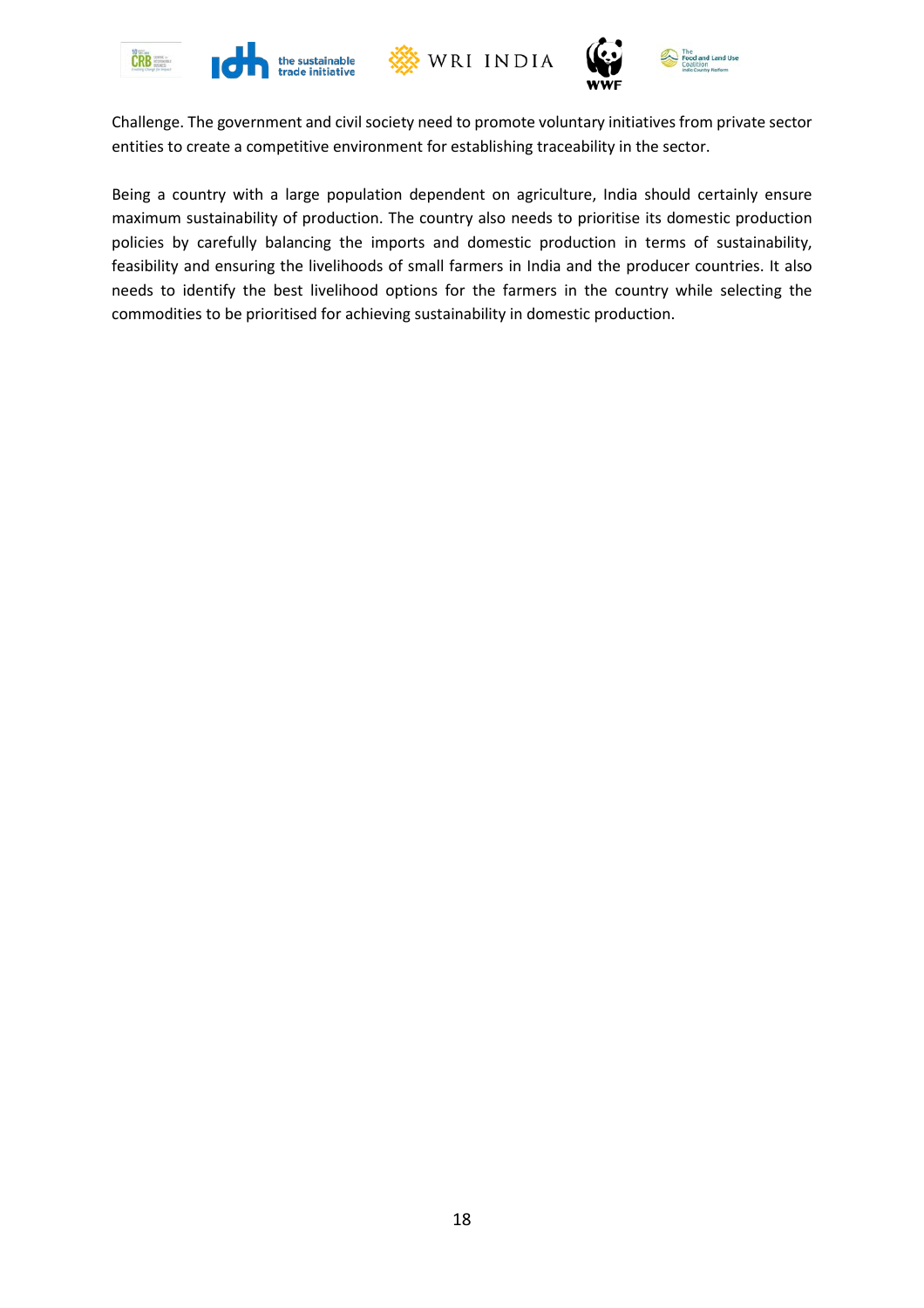Challenge. The government and civil society need to promote voluntary initiatives from private sector entities to create a competitive environment for establishing traceability in the sector.

Being a country with a large population dependent on agriculture, India should certainly ensure maximum sustainability of production. The country also needs to prioritise its domestic production policies by carefully balancing the imports and domestic production in terms of sustainability, feasibility and ensuring the livelihoods of small farmers in India and the producer countries. It also needs to identify the best livelihood options for the farmers in the country while selecting the commodities to be prioritised for achieving sustainability in domestic production.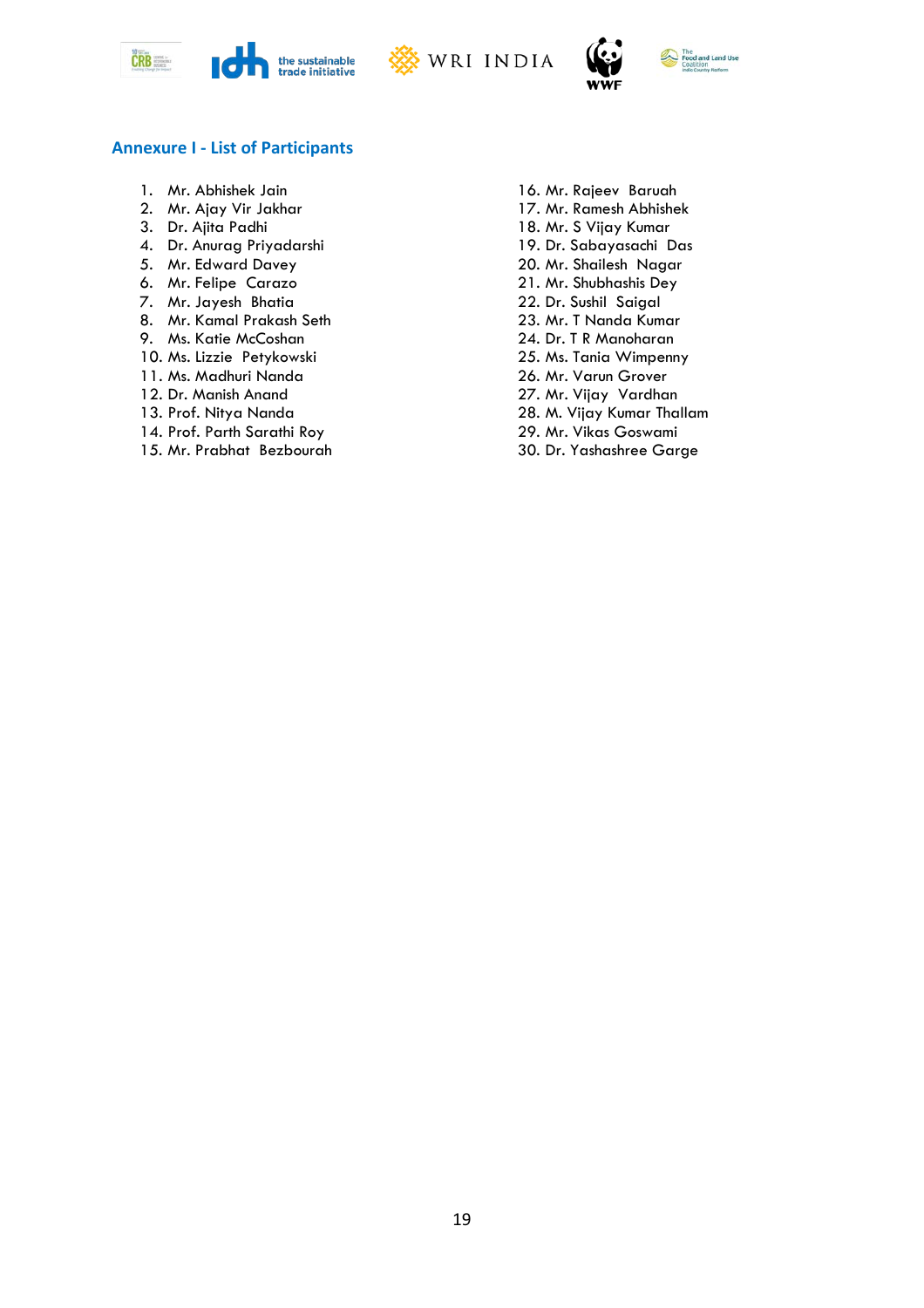## Annexure I - List of Participants

1. Mr. Abhishek Jain
2. Mr. Ajay Vir Jakhar
3. Dr. Ajita Padhi
4. Dr. Anurag Priyadarshi
5. Mr. Edward Davey
6. Mr. Felipe Carazo
7. Mr. Jayesh Bhatia
8. Mr. Kamal Prakash Seth
9. Ms. Katie McCoshan
10. Ms. Lizzie Petykowski
11. Ms. Madhuri Nanda
12. Dr. Manish Anand
13. Prof. Nitya Nanda
14. Prof. Parth Sarathi Roy
15. Mr. Prabhat Bezbourah
16. Mr. Rajeev Baruah
17. Mr. Ramesh Abhishek
18. Mr. S Vijay Kumar
19. Dr. Sabayasachi Das
20. Mr. Shailesh Nagar
21. Mr. Shubhashis Dey
22. Dr. Sushil Saigal
23. Mr. T Nanda Kumar
24. Dr. T R Manoharan
25. Ms. Tania Wimpenny
26. Mr. Varun Grover
27. Mr. Vijay Vardhan
28. M. Vijay Kumar Thallam
29. Mr. Vikas Goswami
30. Dr. Yashashree Garge